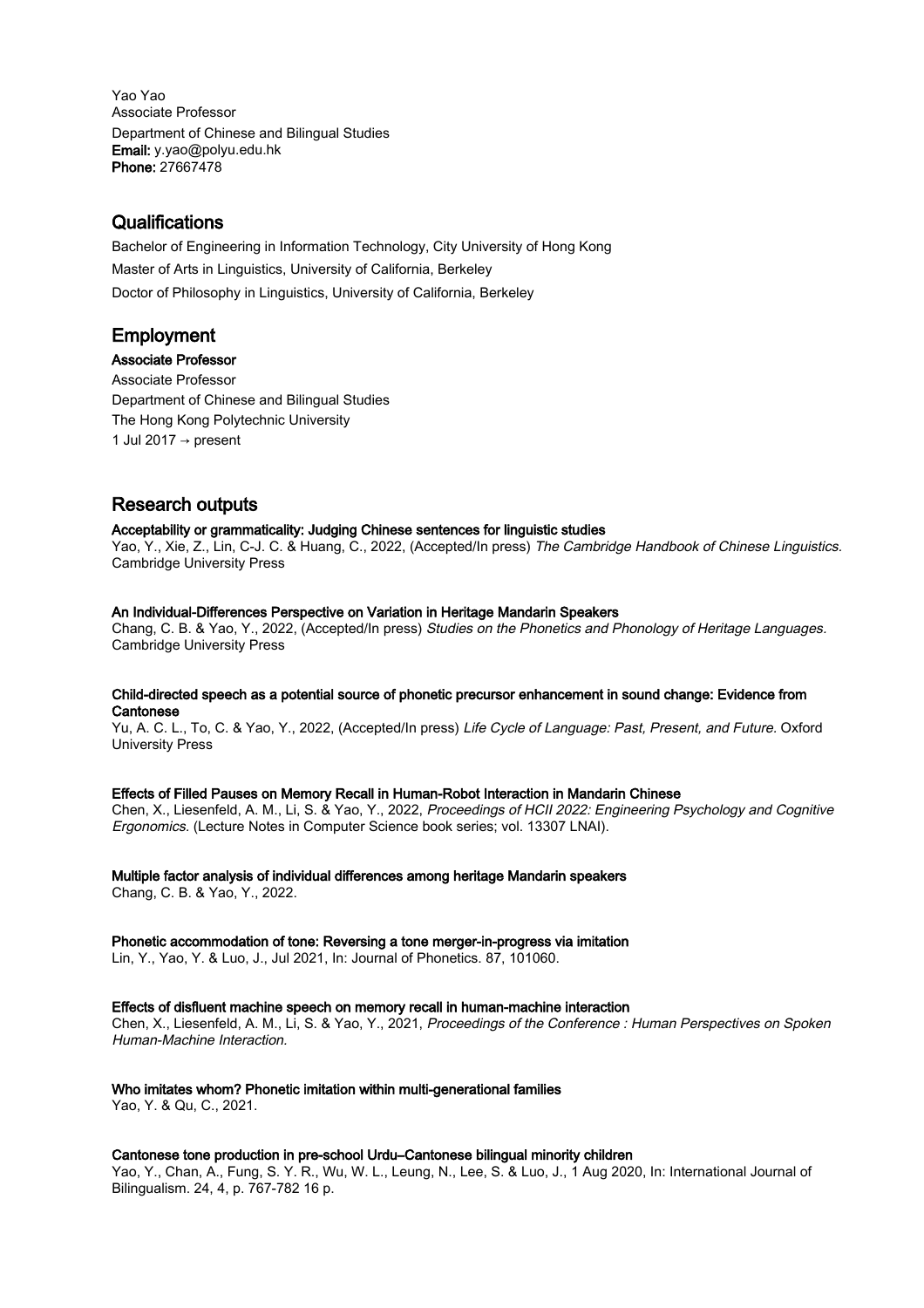Yao Yao
Associate Professor
Department of Chinese and Bilingual Studies
**Email:** y.yao@polyu.edu.hk
**Phone:** 27667478

## Qualifications

Bachelor of Engineering in Information Technology, City University of Hong Kong

Master of Arts in Linguistics, University of California, Berkeley

Doctor of Philosophy in Linguistics, University of California, Berkeley

## Employment

**Associate Professor**

Associate Professor
Department of Chinese and Bilingual Studies
The Hong Kong Polytechnic University
1 Jul 2017 → present

## Research outputs

**Acceptability or grammaticality: Judging Chinese sentences for linguistic studies**
Yao, Y., Xie, Z., Lin, C-J. C. & Huang, C., 2022, (Accepted/In press) *The Cambridge Handbook of Chinese Linguistics.* Cambridge University Press

**An Individual-Differences Perspective on Variation in Heritage Mandarin Speakers**
Chang, C. B. & Yao, Y., 2022, (Accepted/In press) *Studies on the Phonetics and Phonology of Heritage Languages.* Cambridge University Press

**Child-directed speech as a potential source of phonetic precursor enhancement in sound change: Evidence from Cantonese**
Yu, A. C. L., To, C. & Yao, Y., 2022, (Accepted/In press) *Life Cycle of Language: Past, Present, and Future.* Oxford University Press

**Effects of Filled Pauses on Memory Recall in Human-Robot Interaction in Mandarin Chinese**
Chen, X., Liesenfeld, A. M., Li, S. & Yao, Y., 2022, *Proceedings of HCII 2022: Engineering Psychology and Cognitive Ergonomics.* (Lecture Notes in Computer Science book series; vol. 13307 LNAI).

**Multiple factor analysis of individual differences among heritage Mandarin speakers**
Chang, C. B. & Yao, Y., 2022.

**Phonetic accommodation of tone: Reversing a tone merger-in-progress via imitation**
Lin, Y., Yao, Y. & Luo, J., Jul 2021, In: Journal of Phonetics. 87, 101060.

**Effects of disfluent machine speech on memory recall in human-machine interaction**
Chen, X., Liesenfeld, A. M., Li, S. & Yao, Y., 2021, *Proceedings of the Conference : Human Perspectives on Spoken Human-Machine Interaction.*

**Who imitates whom? Phonetic imitation within multi-generational families**
Yao, Y. & Qu, C., 2021.

**Cantonese tone production in pre-school Urdu–Cantonese bilingual minority children**
Yao, Y., Chan, A., Fung, S. Y. R., Wu, W. L., Leung, N., Lee, S. & Luo, J., 1 Aug 2020, In: International Journal of Bilingualism. 24, 4, p. 767-782 16 p.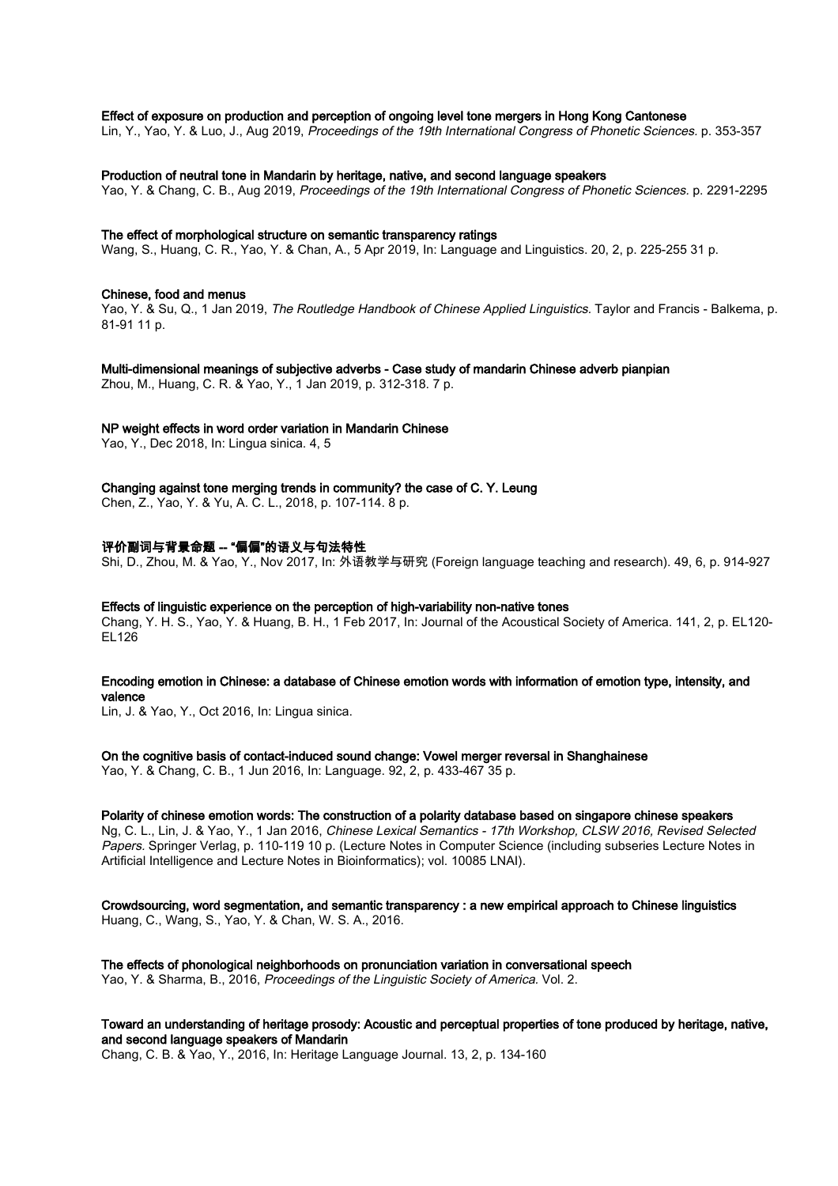**Effect of exposure on production and perception of ongoing level tone mergers in Hong Kong Cantonese**
Lin, Y., Yao, Y. & Luo, J., Aug 2019, *Proceedings of the 19th International Congress of Phonetic Sciences.* p. 353-357

**Production of neutral tone in Mandarin by heritage, native, and second language speakers**
Yao, Y. & Chang, C. B., Aug 2019, *Proceedings of the 19th International Congress of Phonetic Sciences.* p. 2291-2295

**The effect of morphological structure on semantic transparency ratings**
Wang, S., Huang, C. R., Yao, Y. & Chan, A., 5 Apr 2019, In: Language and Linguistics. 20, 2, p. 225-255 31 p.

**Chinese, food and menus**
Yao, Y. & Su, Q., 1 Jan 2019, *The Routledge Handbook of Chinese Applied Linguistics.* Taylor and Francis - Balkema, p. 81-91 11 p.

**Multi-dimensional meanings of subjective adverbs - Case study of mandarin Chinese adverb pianpian**
Zhou, M., Huang, C. R. & Yao, Y., 1 Jan 2019, p. 312-318. 7 p.

**NP weight effects in word order variation in Mandarin Chinese**
Yao, Y., Dec 2018, In: Lingua sinica. 4, 5

**Changing against tone merging trends in community? the case of C. Y. Leung**
Chen, Z., Yao, Y. & Yu, A. C. L., 2018, p. 107-114. 8 p.

**评价副词与背景命题 -- "偏偏"的语义与句法特性**
Shi, D., Zhou, M. & Yao, Y., Nov 2017, In: 外语教学与研究 (Foreign language teaching and research). 49, 6, p. 914-927

**Effects of linguistic experience on the perception of high-variability non-native tones**
Chang, Y. H. S., Yao, Y. & Huang, B. H., 1 Feb 2017, In: Journal of the Acoustical Society of America. 141, 2, p. EL120-EL126

**Encoding emotion in Chinese: a database of Chinese emotion words with information of emotion type, intensity, and valence**
Lin, J. & Yao, Y., Oct 2016, In: Lingua sinica.

**On the cognitive basis of contact-induced sound change: Vowel merger reversal in Shanghainese**
Yao, Y. & Chang, C. B., 1 Jun 2016, In: Language. 92, 2, p. 433-467 35 p.

**Polarity of chinese emotion words: The construction of a polarity database based on singapore chinese speakers**
Ng, C. L., Lin, J. & Yao, Y., 1 Jan 2016, *Chinese Lexical Semantics - 17th Workshop, CLSW 2016, Revised Selected Papers.* Springer Verlag, p. 110-119 10 p. (Lecture Notes in Computer Science (including subseries Lecture Notes in Artificial Intelligence and Lecture Notes in Bioinformatics); vol. 10085 LNAI).

**Crowdsourcing, word segmentation, and semantic transparency : a new empirical approach to Chinese linguistics**
Huang, C., Wang, S., Yao, Y. & Chan, W. S. A., 2016.

**The effects of phonological neighborhoods on pronunciation variation in conversational speech**
Yao, Y. & Sharma, B., 2016, *Proceedings of the Linguistic Society of America.* Vol. 2.

**Toward an understanding of heritage prosody: Acoustic and perceptual properties of tone produced by heritage, native, and second language speakers of Mandarin**
Chang, C. B. & Yao, Y., 2016, In: Heritage Language Journal. 13, 2, p. 134-160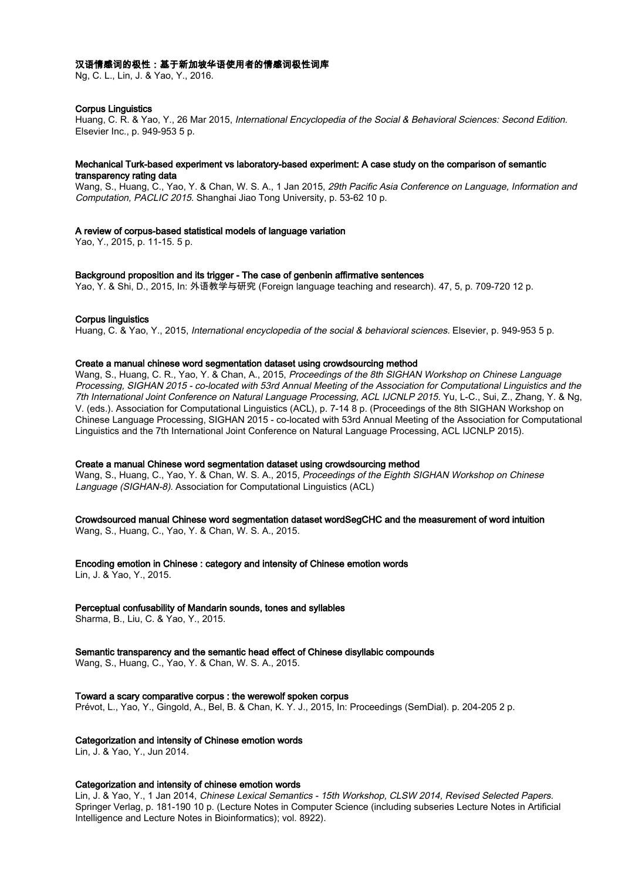**汉语情感词的极性：基于新加坡华语使用者的情感词极性词库**

Ng, C. L., Lin, J. & Yao, Y., 2016.

**Corpus Linguistics**

Huang, C. R. & Yao, Y., 26 Mar 2015, *International Encyclopedia of the Social & Behavioral Sciences: Second Edition.* Elsevier Inc., p. 949-953 5 p.

**Mechanical Turk-based experiment vs laboratory-based experiment: A case study on the comparison of semantic transparency rating data**

Wang, S., Huang, C., Yao, Y. & Chan, W. S. A., 1 Jan 2015, *29th Pacific Asia Conference on Language, Information and Computation, PACLIC 2015.* Shanghai Jiao Tong University, p. 53-62 10 p.

**A review of corpus-based statistical models of language variation**

Yao, Y., 2015, p. 11-15. 5 p.

**Background proposition and its trigger - The case of genbenin affirmative sentences**

Yao, Y. & Shi, D., 2015, In: 外语教学与研究 (Foreign language teaching and research). 47, 5, p. 709-720 12 p.

**Corpus linguistics**

Huang, C. & Yao, Y., 2015, *International encyclopedia of the social & behavioral sciences.* Elsevier, p. 949-953 5 p.

**Create a manual chinese word segmentation dataset using crowdsourcing method**

Wang, S., Huang, C. R., Yao, Y. & Chan, A., 2015, *Proceedings of the 8th SIGHAN Workshop on Chinese Language Processing, SIGHAN 2015 - co-located with 53rd Annual Meeting of the Association for Computational Linguistics and the 7th International Joint Conference on Natural Language Processing, ACL IJCNLP 2015.* Yu, L-C., Sui, Z., Zhang, Y. & Ng, V. (eds.). Association for Computational Linguistics (ACL), p. 7-14 8 p. (Proceedings of the 8th SIGHAN Workshop on Chinese Language Processing, SIGHAN 2015 - co-located with 53rd Annual Meeting of the Association for Computational Linguistics and the 7th International Joint Conference on Natural Language Processing, ACL IJCNLP 2015).

**Create a manual Chinese word segmentation dataset using crowdsourcing method**

Wang, S., Huang, C., Yao, Y. & Chan, W. S. A., 2015, *Proceedings of the Eighth SIGHAN Workshop on Chinese Language (SIGHAN-8).* Association for Computational Linguistics (ACL)

**Crowdsourced manual Chinese word segmentation dataset wordSegCHC and the measurement of word intuition**

Wang, S., Huang, C., Yao, Y. & Chan, W. S. A., 2015.

**Encoding emotion in Chinese : category and intensity of Chinese emotion words**

Lin, J. & Yao, Y., 2015.

**Perceptual confusability of Mandarin sounds, tones and syllables**

Sharma, B., Liu, C. & Yao, Y., 2015.

**Semantic transparency and the semantic head effect of Chinese disyllabic compounds**

Wang, S., Huang, C., Yao, Y. & Chan, W. S. A., 2015.

**Toward a scary comparative corpus : the werewolf spoken corpus**

Prévot, L., Yao, Y., Gingold, A., Bel, B. & Chan, K. Y. J., 2015, In: Proceedings (SemDial). p. 204-205 2 p.

**Categorization and intensity of Chinese emotion words**

Lin, J. & Yao, Y., Jun 2014.

**Categorization and intensity of chinese emotion words**

Lin, J. & Yao, Y., 1 Jan 2014, *Chinese Lexical Semantics - 15th Workshop, CLSW 2014, Revised Selected Papers.* Springer Verlag, p. 181-190 10 p. (Lecture Notes in Computer Science (including subseries Lecture Notes in Artificial Intelligence and Lecture Notes in Bioinformatics); vol. 8922).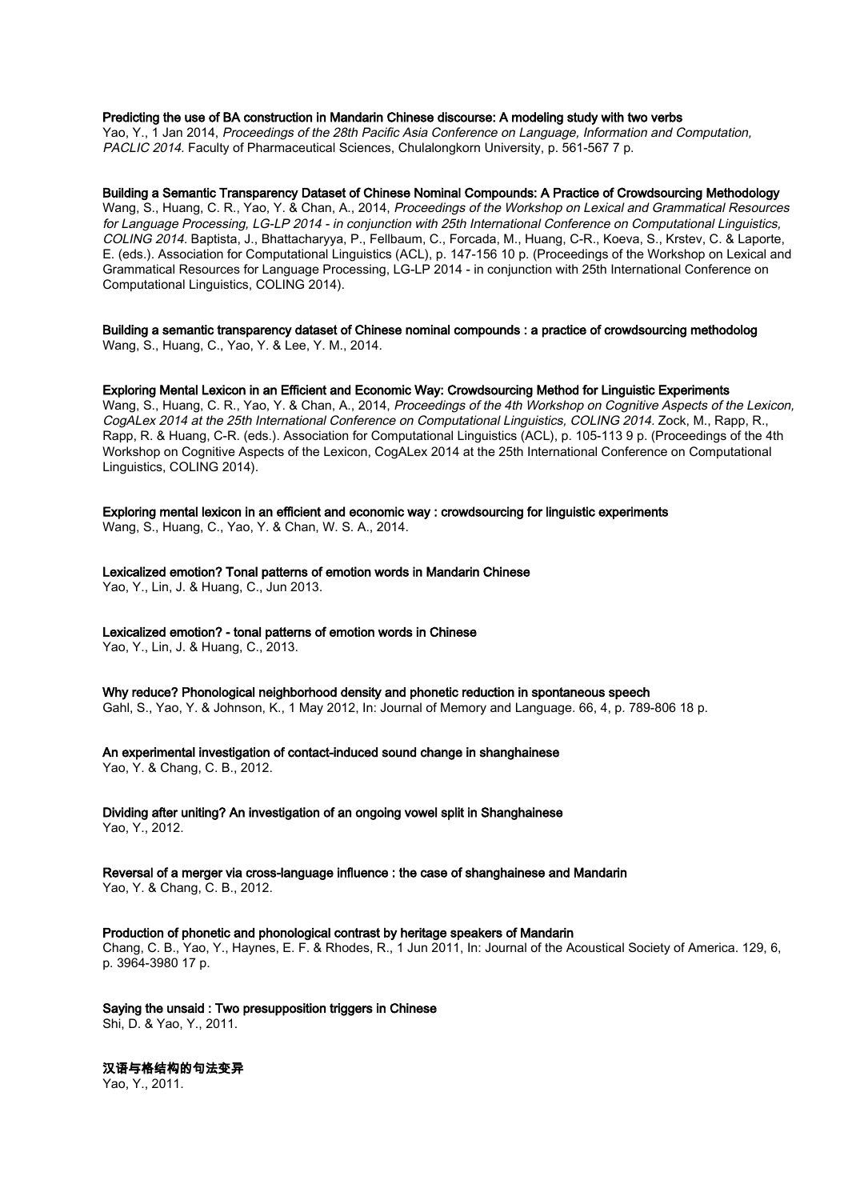**Predicting the use of BA construction in Mandarin Chinese discourse: A modeling study with two verbs**
Yao, Y., 1 Jan 2014, *Proceedings of the 28th Pacific Asia Conference on Language, Information and Computation, PACLIC 2014.* Faculty of Pharmaceutical Sciences, Chulalongkorn University, p. 561-567 7 p.

**Building a Semantic Transparency Dataset of Chinese Nominal Compounds: A Practice of Crowdsourcing Methodology**
Wang, S., Huang, C. R., Yao, Y. & Chan, A., 2014, *Proceedings of the Workshop on Lexical and Grammatical Resources for Language Processing, LG-LP 2014 - in conjunction with 25th International Conference on Computational Linguistics, COLING 2014.* Baptista, J., Bhattacharyya, P., Fellbaum, C., Forcada, M., Huang, C-R., Koeva, S., Krstev, C. & Laporte, E. (eds.). Association for Computational Linguistics (ACL), p. 147-156 10 p. (Proceedings of the Workshop on Lexical and Grammatical Resources for Language Processing, LG-LP 2014 - in conjunction with 25th International Conference on Computational Linguistics, COLING 2014).

**Building a semantic transparency dataset of Chinese nominal compounds : a practice of crowdsourcing methodolog**
Wang, S., Huang, C., Yao, Y. & Lee, Y. M., 2014.

**Exploring Mental Lexicon in an Efficient and Economic Way: Crowdsourcing Method for Linguistic Experiments**
Wang, S., Huang, C. R., Yao, Y. & Chan, A., 2014, *Proceedings of the 4th Workshop on Cognitive Aspects of the Lexicon, CogALex 2014 at the 25th International Conference on Computational Linguistics, COLING 2014.* Zock, M., Rapp, R., Rapp, R. & Huang, C-R. (eds.). Association for Computational Linguistics (ACL), p. 105-113 9 p. (Proceedings of the 4th Workshop on Cognitive Aspects of the Lexicon, CogALex 2014 at the 25th International Conference on Computational Linguistics, COLING 2014).

**Exploring mental lexicon in an efficient and economic way : crowdsourcing for linguistic experiments**
Wang, S., Huang, C., Yao, Y. & Chan, W. S. A., 2014.

**Lexicalized emotion? Tonal patterns of emotion words in Mandarin Chinese**
Yao, Y., Lin, J. & Huang, C., Jun 2013.

**Lexicalized emotion? - tonal patterns of emotion words in Chinese**
Yao, Y., Lin, J. & Huang, C., 2013.

**Why reduce? Phonological neighborhood density and phonetic reduction in spontaneous speech**
Gahl, S., Yao, Y. & Johnson, K., 1 May 2012, In: Journal of Memory and Language. 66, 4, p. 789-806 18 p.

**An experimental investigation of contact-induced sound change in shanghainese**
Yao, Y. & Chang, C. B., 2012.

**Dividing after uniting? An investigation of an ongoing vowel split in Shanghainese**
Yao, Y., 2012.

**Reversal of a merger via cross-language influence : the case of shanghainese and Mandarin**
Yao, Y. & Chang, C. B., 2012.

**Production of phonetic and phonological contrast by heritage speakers of Mandarin**
Chang, C. B., Yao, Y., Haynes, E. F. & Rhodes, R., 1 Jun 2011, In: Journal of the Acoustical Society of America. 129, 6, p. 3964-3980 17 p.

**Saying the unsaid : Two presupposition triggers in Chinese**
Shi, D. & Yao, Y., 2011.

**汉语与格结构的句法变异**
Yao, Y., 2011.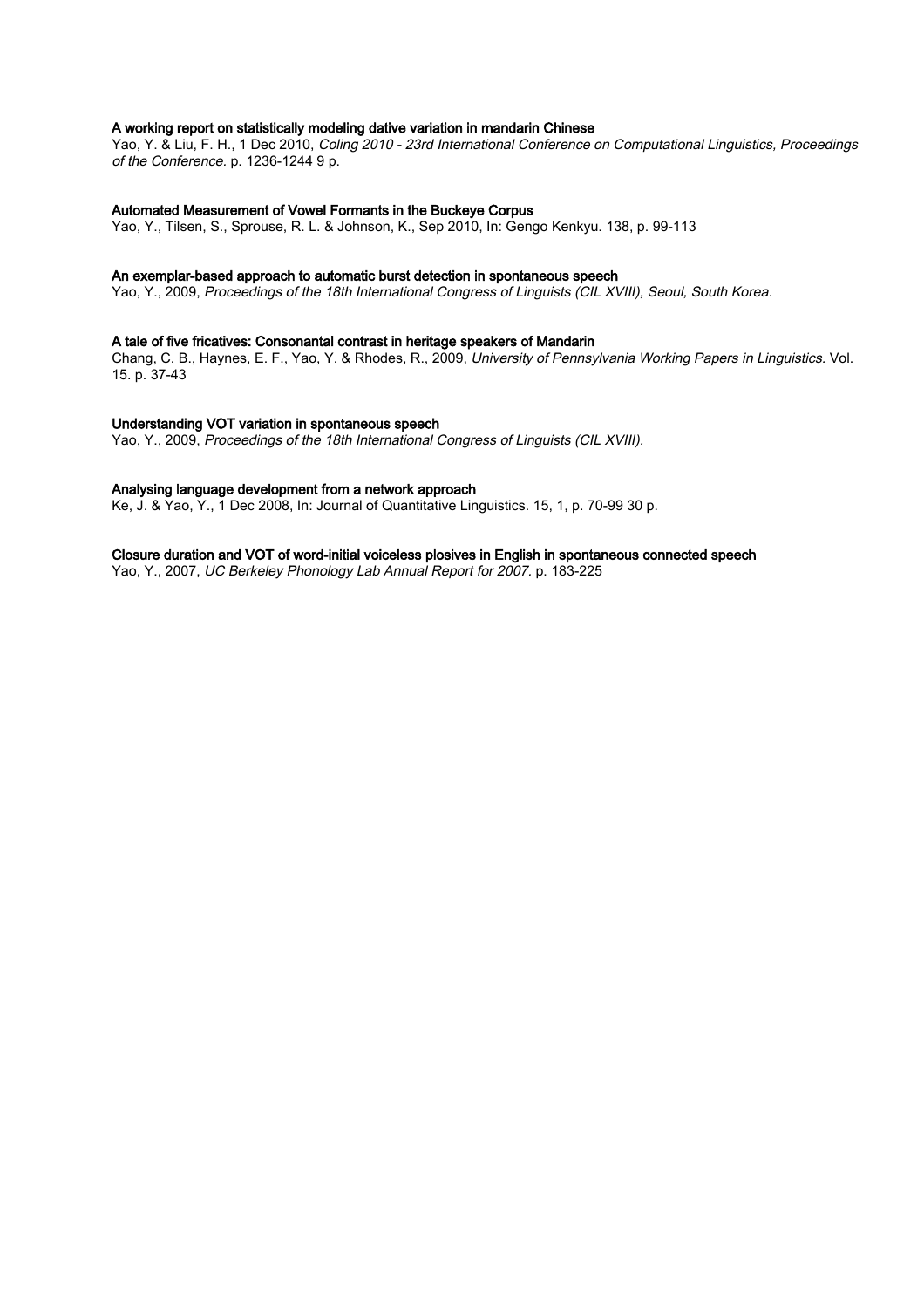**A working report on statistically modeling dative variation in mandarin Chinese**
Yao, Y. & Liu, F. H., 1 Dec 2010, *Coling 2010 - 23rd International Conference on Computational Linguistics, Proceedings of the Conference*. p. 1236-1244 9 p.

**Automated Measurement of Vowel Formants in the Buckeye Corpus**
Yao, Y., Tilsen, S., Sprouse, R. L. & Johnson, K., Sep 2010, In: Gengo Kenkyu. 138, p. 99-113

**An exemplar-based approach to automatic burst detection in spontaneous speech**
Yao, Y., 2009, *Proceedings of the 18th International Congress of Linguists (CIL XVIII), Seoul, South Korea*.

**A tale of five fricatives: Consonantal contrast in heritage speakers of Mandarin**
Chang, C. B., Haynes, E. F., Yao, Y. & Rhodes, R., 2009, *University of Pennsylvania Working Papers in Linguistics*. Vol. 15. p. 37-43

**Understanding VOT variation in spontaneous speech**
Yao, Y., 2009, *Proceedings of the 18th International Congress of Linguists (CIL XVIII)*.

**Analysing language development from a network approach**
Ke, J. & Yao, Y., 1 Dec 2008, In: Journal of Quantitative Linguistics. 15, 1, p. 70-99 30 p.

**Closure duration and VOT of word-initial voiceless plosives in English in spontaneous connected speech**
Yao, Y., 2007, *UC Berkeley Phonology Lab Annual Report for 2007*. p. 183-225